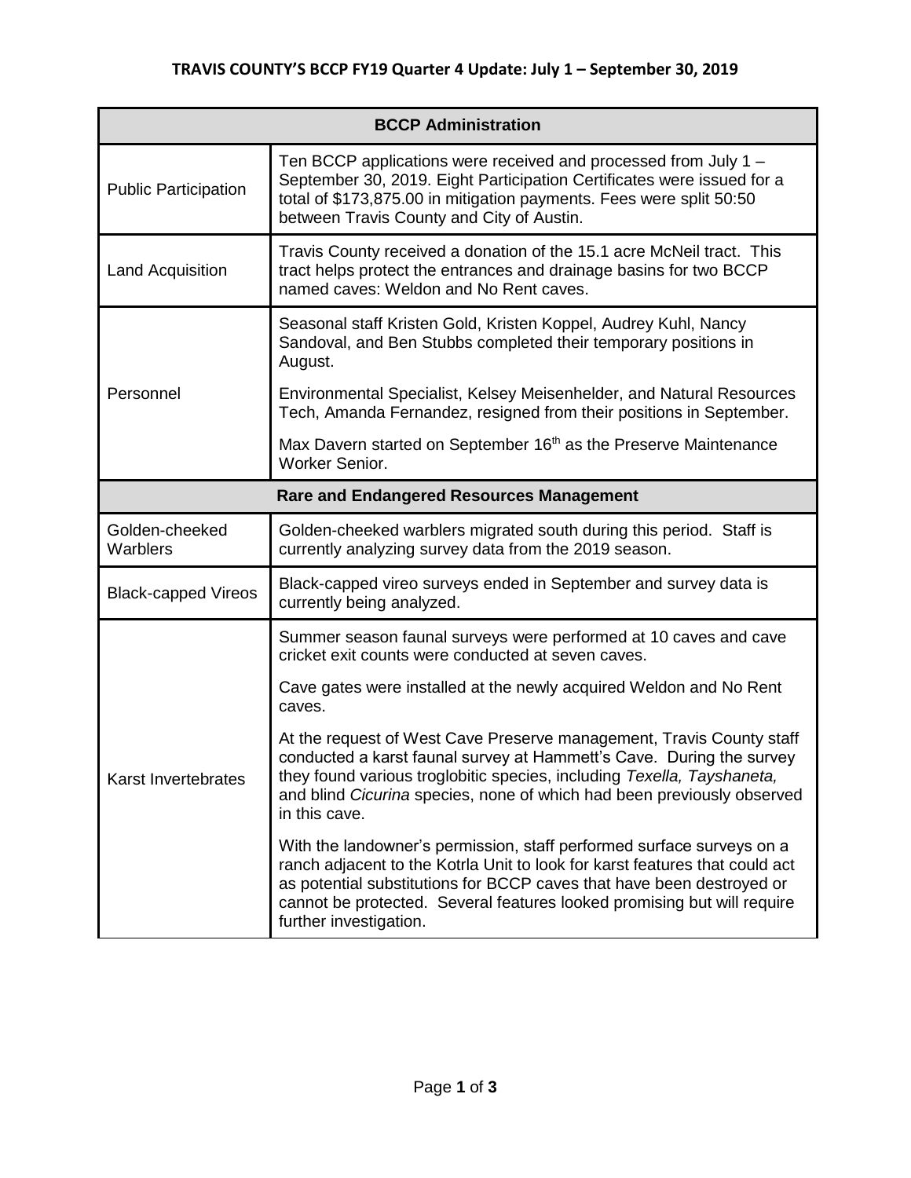# TRAVIS COUNTY'S BCCP FY19 Quarter 4 Update: July 1 – September 30, 2019

| BCCP Administration | |
|---|---|
| Public Participation | Ten BCCP applications were received and processed from July 1 – September 30, 2019. Eight Participation Certificates were issued for a total of $173,875.00 in mitigation payments. Fees were split 50:50 between Travis County and City of Austin. |
| Land Acquisition | Travis County received a donation of the 15.1 acre McNeil tract. This tract helps protect the entrances and drainage basins for two BCCP named caves: Weldon and No Rent caves. |
| Personnel | Seasonal staff Kristen Gold, Kristen Koppel, Audrey Kuhl, Nancy Sandoval, and Ben Stubbs completed their temporary positions in August.<br><br>Environmental Specialist, Kelsey Meisenhelder, and Natural Resources Tech, Amanda Fernandez, resigned from their positions in September.<br><br>Max Davern started on September 16th as the Preserve Maintenance Worker Senior. |
| **Rare and Endangered Resources Management** | |
| Golden-cheeked Warblers | Golden-cheeked warblers migrated south during this period. Staff is currently analyzing survey data from the 2019 season. |
| Black-capped Vireos | Black-capped vireo surveys ended in September and survey data is currently being analyzed. |
| Karst Invertebrates | Summer season faunal surveys were performed at 10 caves and cave cricket exit counts were conducted at seven caves.<br><br>Cave gates were installed at the newly acquired Weldon and No Rent caves.<br><br>At the request of West Cave Preserve management, Travis County staff conducted a karst faunal survey at Hammett's Cave. During the survey they found various troglobitic species, including *Texella, Tayshaneta,* and blind *Cicurina* species, none of which had been previously observed in this cave.<br><br>With the landowner's permission, staff performed surface surveys on a ranch adjacent to the Kotrla Unit to look for karst features that could act as potential substitutions for BCCP caves that have been destroyed or cannot be protected. Several features looked promising but will require further investigation. |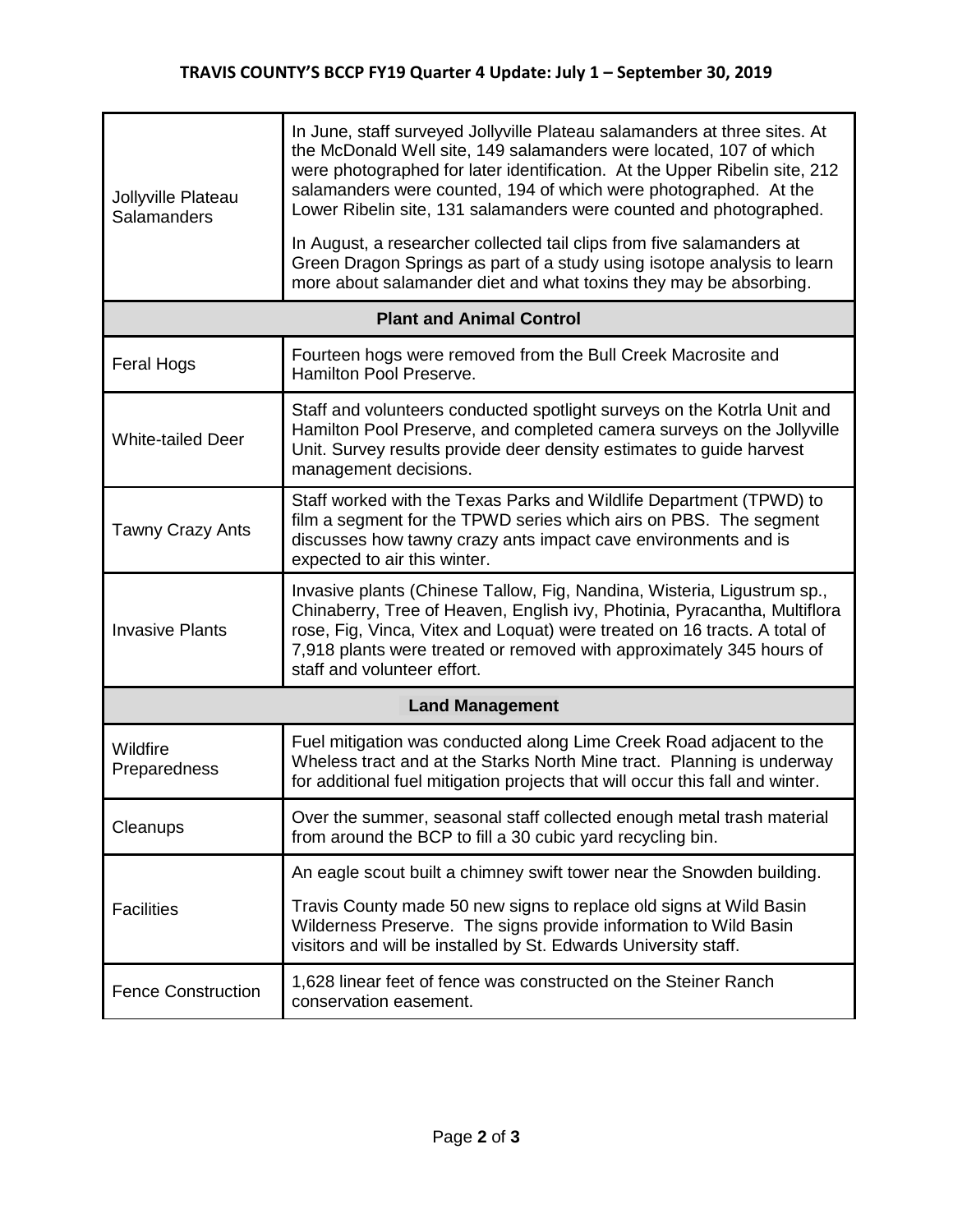## TRAVIS COUNTY'S BCCP FY19 Quarter 4 Update: July 1 – September 30, 2019

| | |
|---|---|
| Jollyville Plateau Salamanders | In June, staff surveyed Jollyville Plateau salamanders at three sites. At the McDonald Well site, 149 salamanders were located, 107 of which were photographed for later identification. At the Upper Ribelin site, 212 salamanders were counted, 194 of which were photographed. At the Lower Ribelin site, 131 salamanders were counted and photographed.<br><br>In August, a researcher collected tail clips from five salamanders at Green Dragon Springs as part of a study using isotope analysis to learn more about salamander diet and what toxins they may be absorbing. |
| **Plant and Animal Control** | |
| Feral Hogs | Fourteen hogs were removed from the Bull Creek Macrosite and Hamilton Pool Preserve. |
| White-tailed Deer | Staff and volunteers conducted spotlight surveys on the Kotrla Unit and Hamilton Pool Preserve, and completed camera surveys on the Jollyville Unit. Survey results provide deer density estimates to guide harvest management decisions. |
| Tawny Crazy Ants | Staff worked with the Texas Parks and Wildlife Department (TPWD) to film a segment for the TPWD series which airs on PBS. The segment discusses how tawny crazy ants impact cave environments and is expected to air this winter. |
| Invasive Plants | Invasive plants (Chinese Tallow, Fig, Nandina, Wisteria, Ligustrum sp., Chinaberry, Tree of Heaven, English ivy, Photinia, Pyracantha, Multiflora rose, Fig, Vinca, Vitex and Loquat) were treated on 16 tracts. A total of 7,918 plants were treated or removed with approximately 345 hours of staff and volunteer effort. |
| **Land Management** | |
| Wildfire Preparedness | Fuel mitigation was conducted along Lime Creek Road adjacent to the Wheless tract and at the Starks North Mine tract. Planning is underway for additional fuel mitigation projects that will occur this fall and winter. |
| Cleanups | Over the summer, seasonal staff collected enough metal trash material from around the BCP to fill a 30 cubic yard recycling bin. |
| Facilities | An eagle scout built a chimney swift tower near the Snowden building.<br><br>Travis County made 50 new signs to replace old signs at Wild Basin Wilderness Preserve. The signs provide information to Wild Basin visitors and will be installed by St. Edwards University staff. |
| Fence Construction | 1,628 linear feet of fence was constructed on the Steiner Ranch conservation easement. |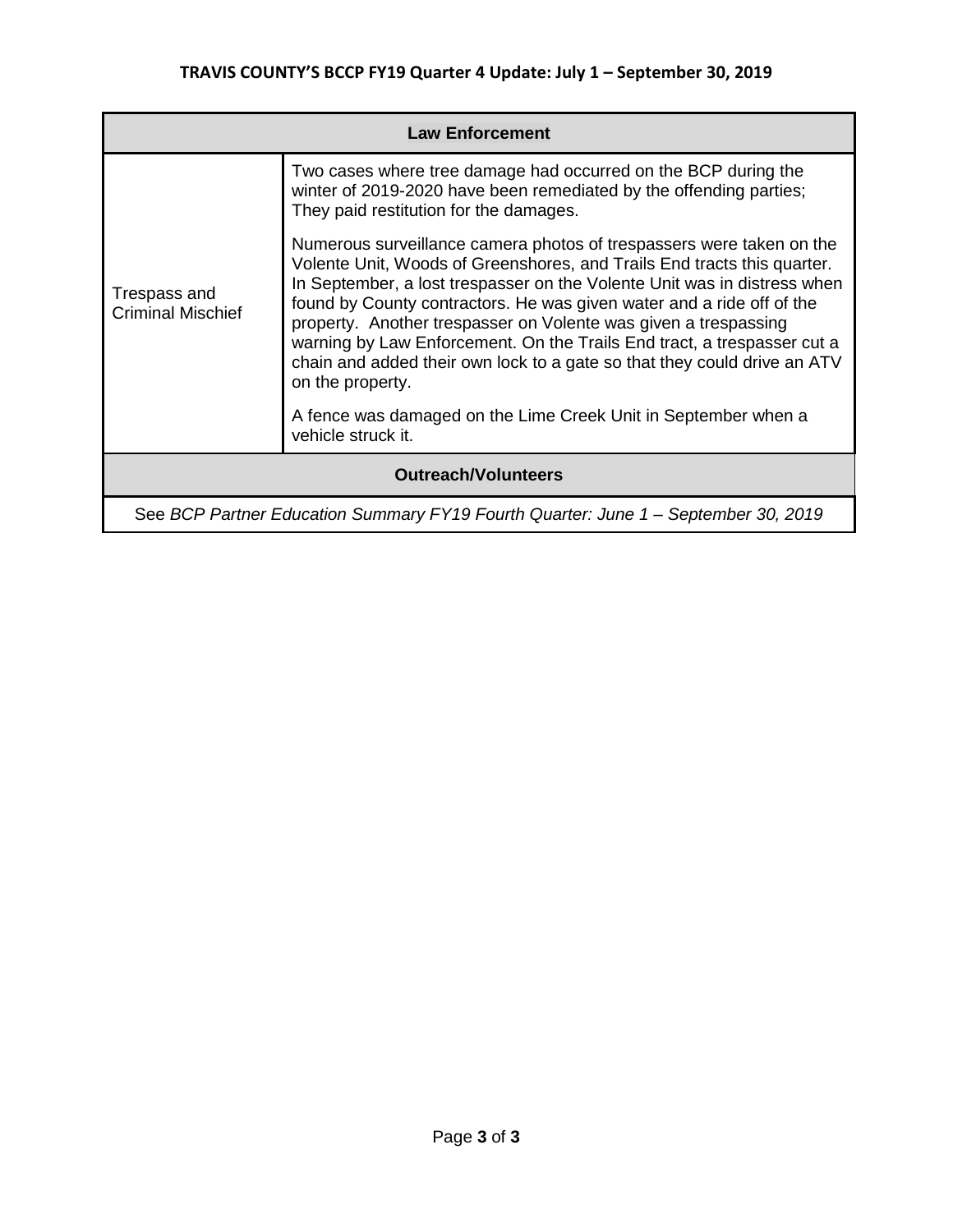| Law Enforcement | |
|---|---|
| Trespass and Criminal Mischief | Two cases where tree damage had occurred on the BCP during the winter of 2019-2020 have been remediated by the offending parties; They paid restitution for the damages.<br><br>Numerous surveillance camera photos of trespassers were taken on the Volente Unit, Woods of Greenshores, and Trails End tracts this quarter. In September, a lost trespasser on the Volente Unit was in distress when found by County contractors. He was given water and a ride off of the property. Another trespasser on Volente was given a trespassing warning by Law Enforcement. On the Trails End tract, a trespasser cut a chain and added their own lock to a gate so that they could drive an ATV on the property.<br><br>A fence was damaged on the Lime Creek Unit in September when a vehicle struck it. |
| **Outreach/Volunteers** | |
| See *BCP Partner Education Summary FY19 Fourth Quarter: June 1 – September 30, 2019* | |